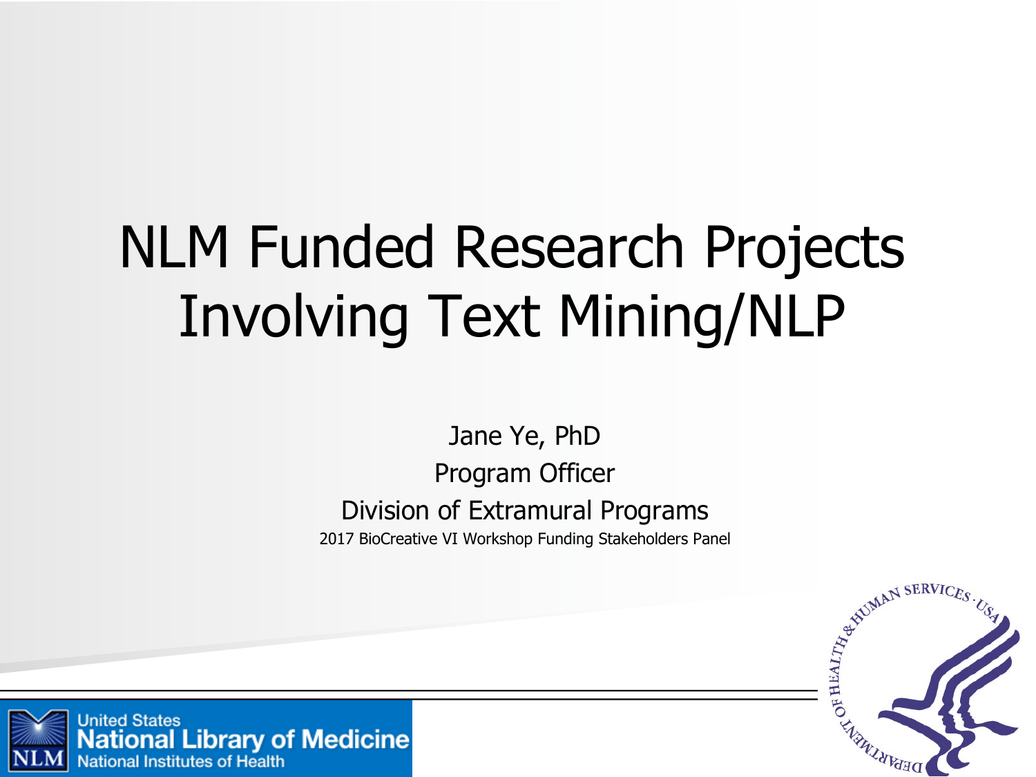# NLM Funded Research Projects Involving Text Mining/NLP

Jane Ye, PhD

Program Officer

Division of Extramural Programs

2017 BioCreative VI Workshop Funding Stakeholders Panel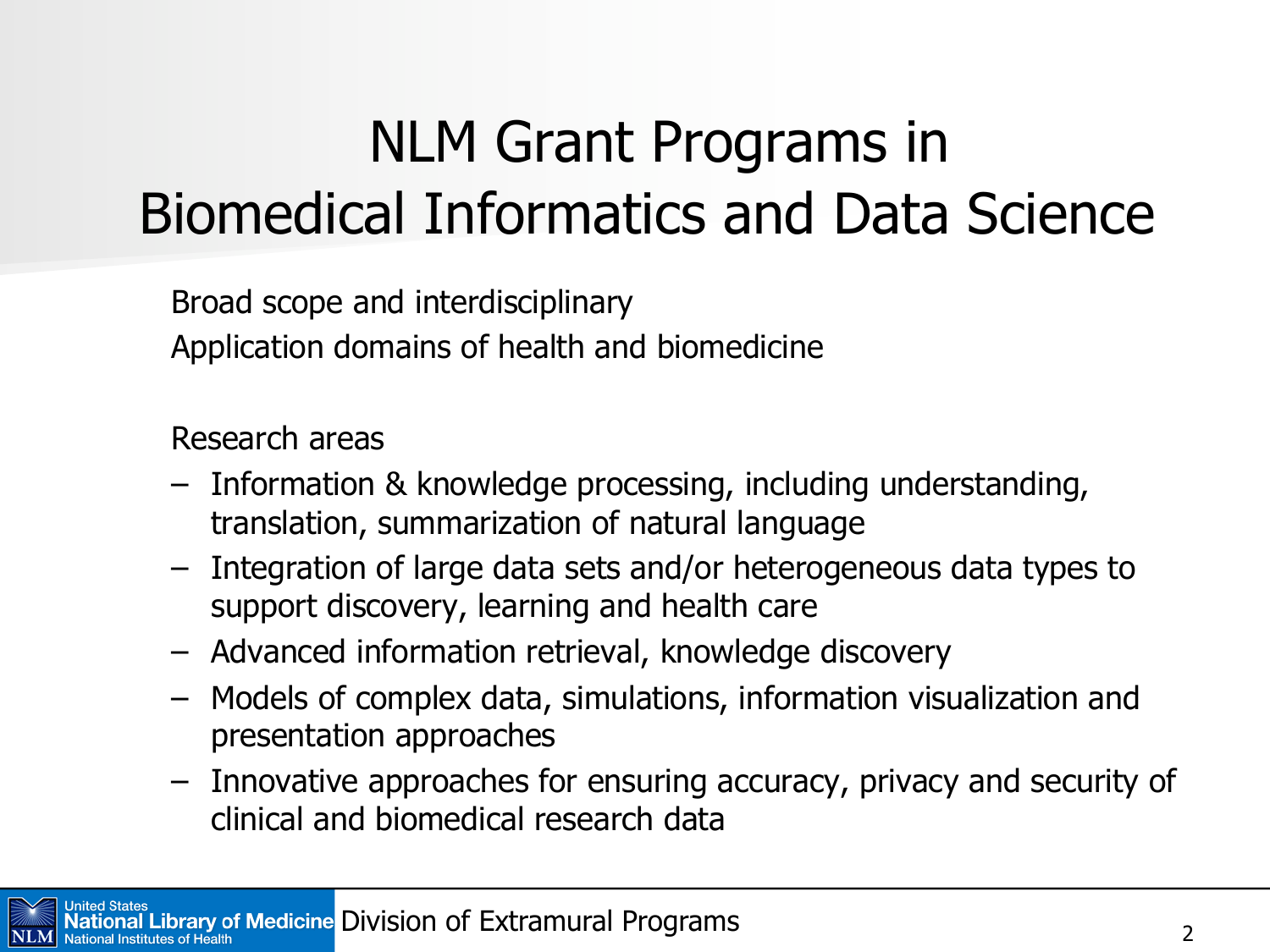# NLM Grant Programs in Biomedical Informatics and Data Science

Broad scope and interdisciplinary

Application domains of health and biomedicine

Research areas

- Information & knowledge processing, including understanding, translation, summarization of natural language
- Integration of large data sets and/or heterogeneous data types to support discovery, learning and health care
- Advanced information retrieval, knowledge discovery
- Models of complex data, simulations, information visualization and presentation approaches
- Innovative approaches for ensuring accuracy, privacy and security of clinical and biomedical research data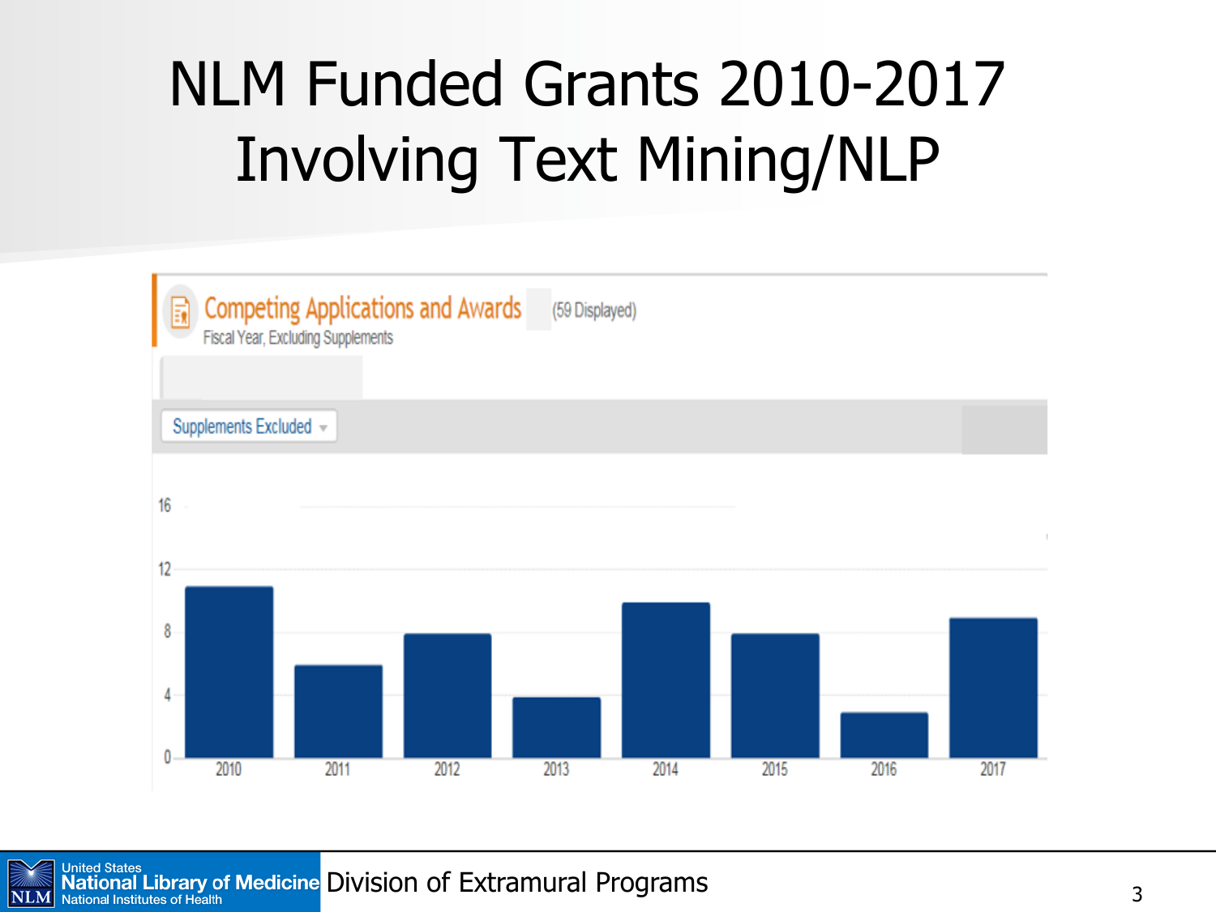# NLM Funded Grants 2010-2017 Involving Text Mining/NLP

**Competing Applications and Awards** (59 Displayed)

Fiscal Year, Excluding Supplements

Supplements Excluded

| Fiscal Year | Count |
|---|---|
| 2010 | 11 |
| 2011 | 6 |
| 2012 | 8 |
| 2013 | 4 |
| 2014 | 10 |
| 2015 | 8 |
| 2016 | 3 |
| 2017 | 9 |

Division of Extramural Programs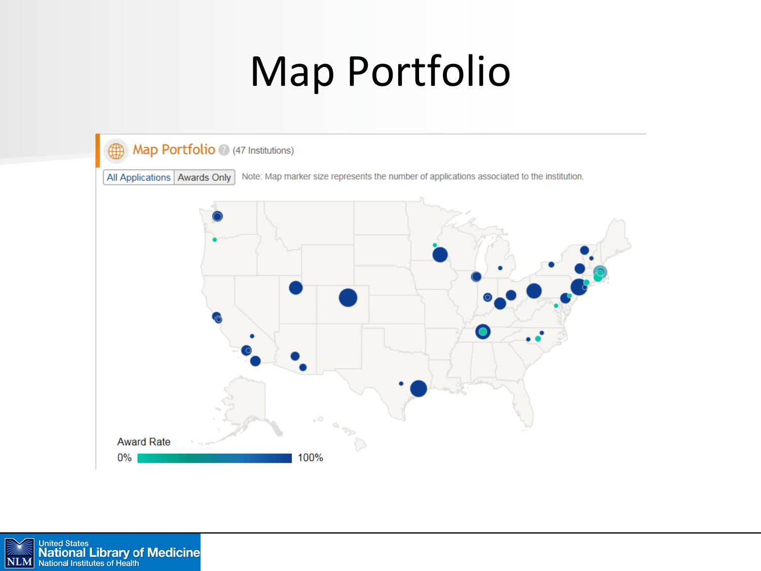# Map Portfolio

Map Portfolio (47 Institutions)

All Applications | Awards Only

Note: Map marker size represents the number of applications associated to the institution.

Award Rate

0% 100%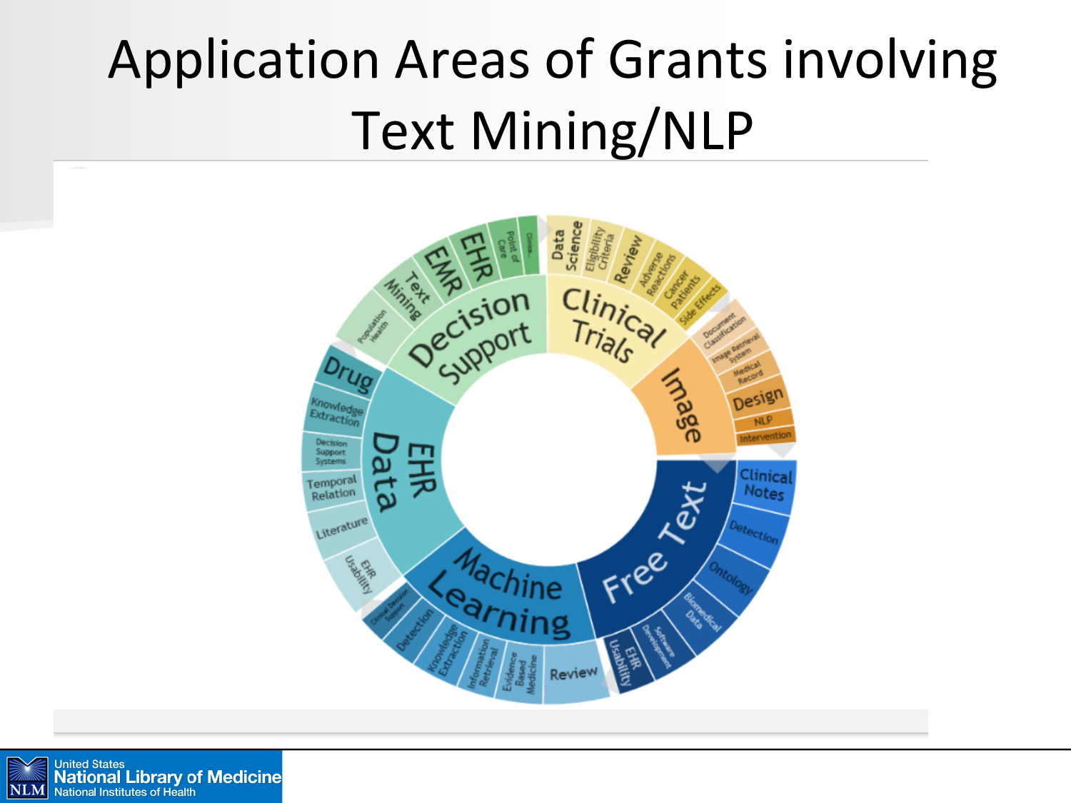# Application Areas of Grants involving Text Mining/NLP

Decision Support: Population Health, Text Mining, EMR, EHR, Point of Care, Clinica...

Clinical Trials: Data Science, Eligibility Criteria, Review, Adverse Reactions, Cancer Patients, Side Effects

Image: Document Classification, Image Retrieval System, Medical Record, Design, NLP, Intervention

Free Text: Clinical Notes, Detection, Ontology, Biomedical Data, Software Development, EHR Usability

Machine Learning: Review, Evidence Based Medicine, Information Retrieval, Knowledge Extraction, Detection, Clinical Decision Support

EHR Data: EHR Usability, Literature, Temporal Relation, Decision Support Systems, Knowledge Extraction, Drug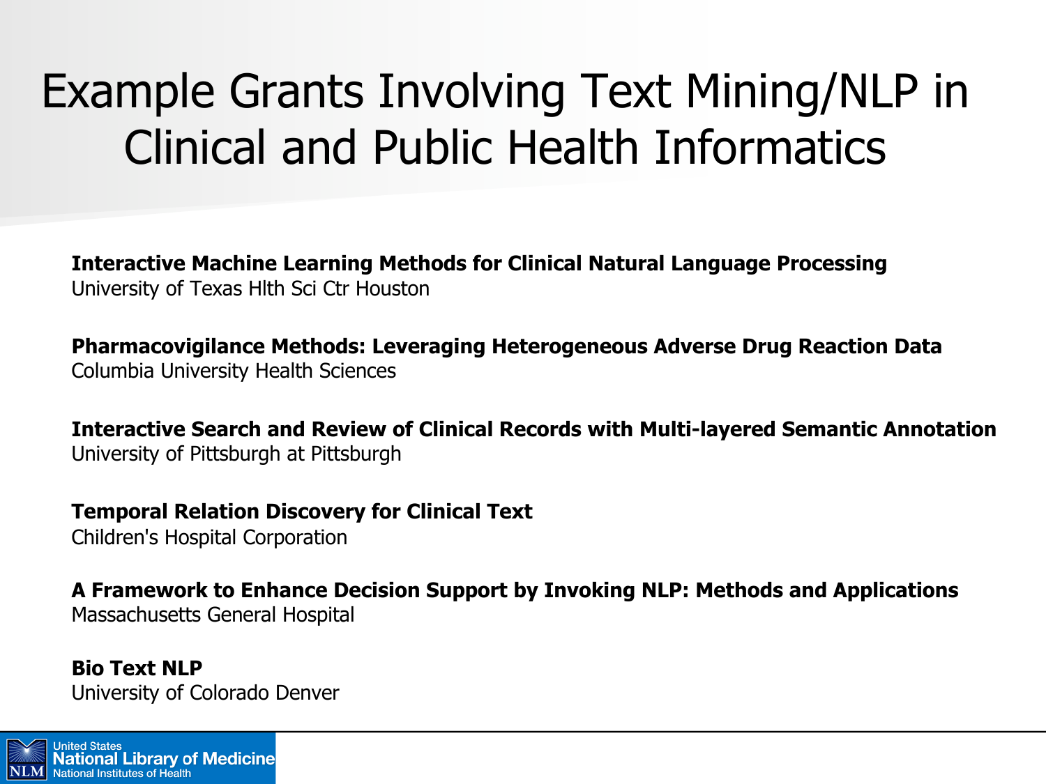# Example Grants Involving Text Mining/NLP in Clinical and Public Health Informatics

**Interactive Machine Learning Methods for Clinical Natural Language Processing**
University of Texas Hlth Sci Ctr Houston

**Pharmacovigilance Methods: Leveraging Heterogeneous Adverse Drug Reaction Data**
Columbia University Health Sciences

**Interactive Search and Review of Clinical Records with Multi-layered Semantic Annotation**
University of Pittsburgh at Pittsburgh

**Temporal Relation Discovery for Clinical Text**
Children's Hospital Corporation

**A Framework to Enhance Decision Support by Invoking NLP: Methods and Applications**
Massachusetts General Hospital

**Bio Text NLP**
University of Colorado Denver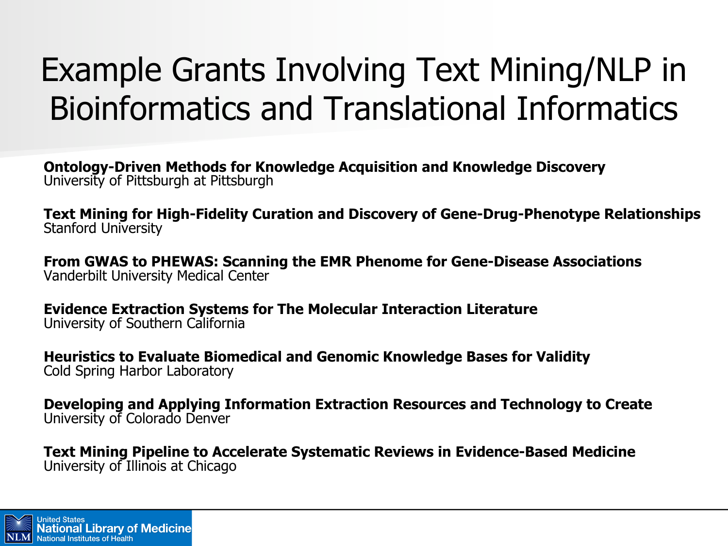# Example Grants Involving Text Mining/NLP in Bioinformatics and Translational Informatics

**Ontology-Driven Methods for Knowledge Acquisition and Knowledge Discovery**
University of Pittsburgh at Pittsburgh

**Text Mining for High-Fidelity Curation and Discovery of Gene-Drug-Phenotype Relationships**
Stanford University

**From GWAS to PHEWAS: Scanning the EMR Phenome for Gene-Disease Associations**
Vanderbilt University Medical Center

**Evidence Extraction Systems for The Molecular Interaction Literature**
University of Southern California

**Heuristics to Evaluate Biomedical and Genomic Knowledge Bases for Validity**
Cold Spring Harbor Laboratory

**Developing and Applying Information Extraction Resources and Technology to Create**
University of Colorado Denver

**Text Mining Pipeline to Accelerate Systematic Reviews in Evidence-Based Medicine**
University of Illinois at Chicago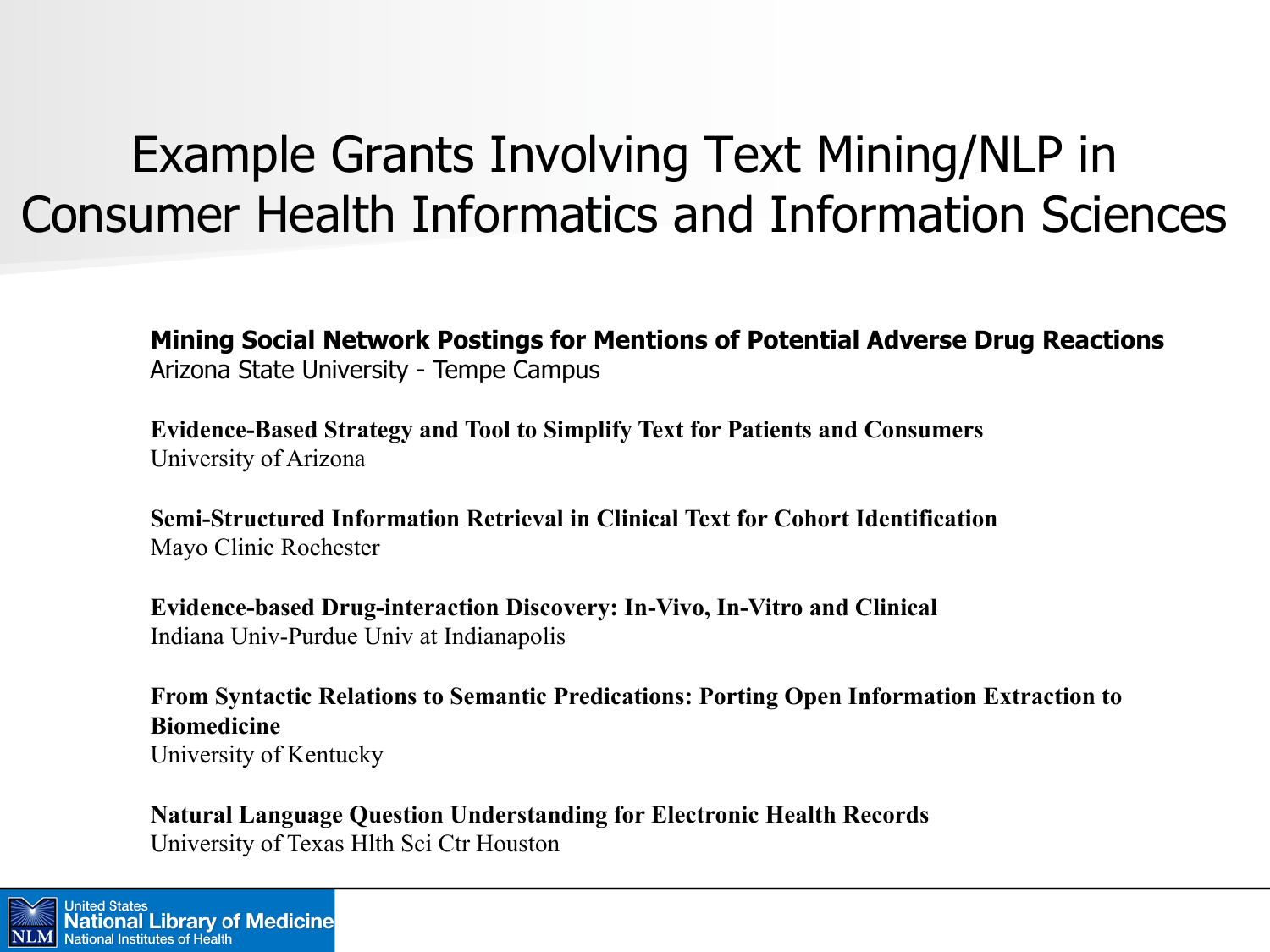# Example Grants Involving Text Mining/NLP in Consumer Health Informatics and Information Sciences

**Mining Social Network Postings for Mentions of Potential Adverse Drug Reactions**
Arizona State University - Tempe Campus

**Evidence-Based Strategy and Tool to Simplify Text for Patients and Consumers**
University of Arizona

**Semi-Structured Information Retrieval in Clinical Text for Cohort Identification**
Mayo Clinic Rochester

**Evidence-based Drug-interaction Discovery: In-Vivo, In-Vitro and Clinical**
Indiana Univ-Purdue Univ at Indianapolis

**From Syntactic Relations to Semantic Predications: Porting Open Information Extraction to Biomedicine**
University of Kentucky

**Natural Language Question Understanding for Electronic Health Records**
University of Texas Hlth Sci Ctr Houston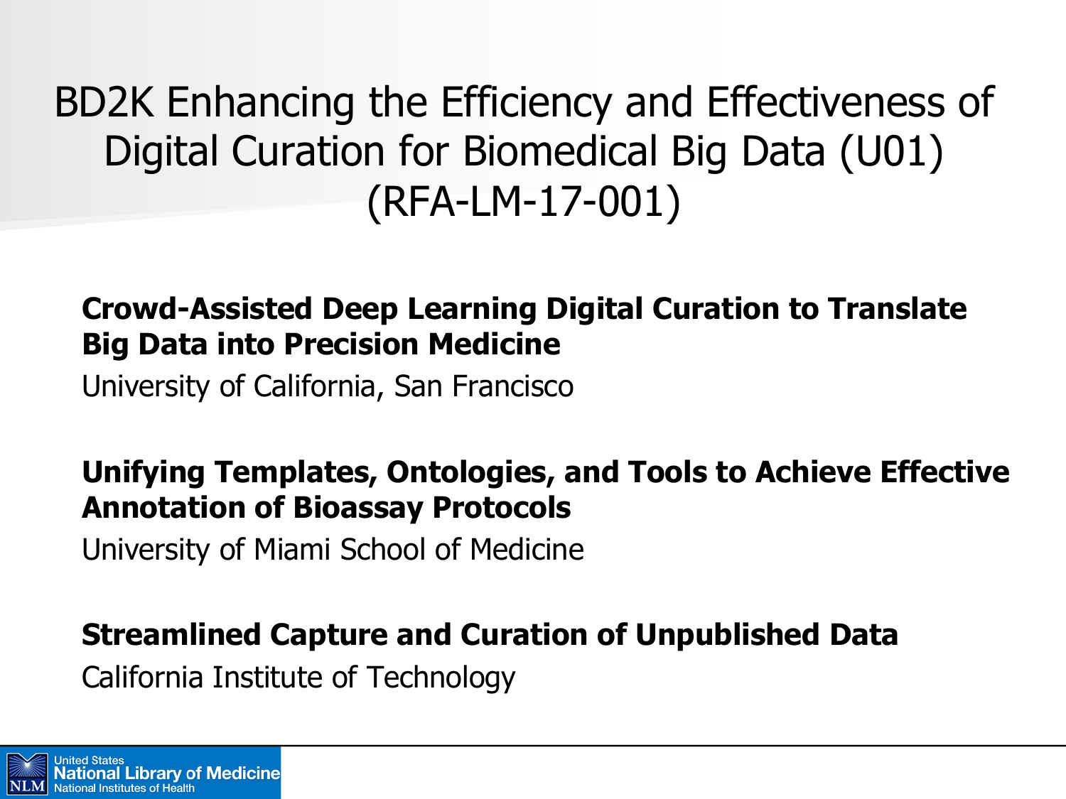# BD2K Enhancing the Efficiency and Effectiveness of Digital Curation for Biomedical Big Data (U01) (RFA-LM-17-001)

**Crowd-Assisted Deep Learning Digital Curation to Translate Big Data into Precision Medicine**

University of California, San Francisco

**Unifying Templates, Ontologies, and Tools to Achieve Effective Annotation of Bioassay Protocols**

University of Miami School of Medicine

**Streamlined Capture and Curation of Unpublished Data**

California Institute of Technology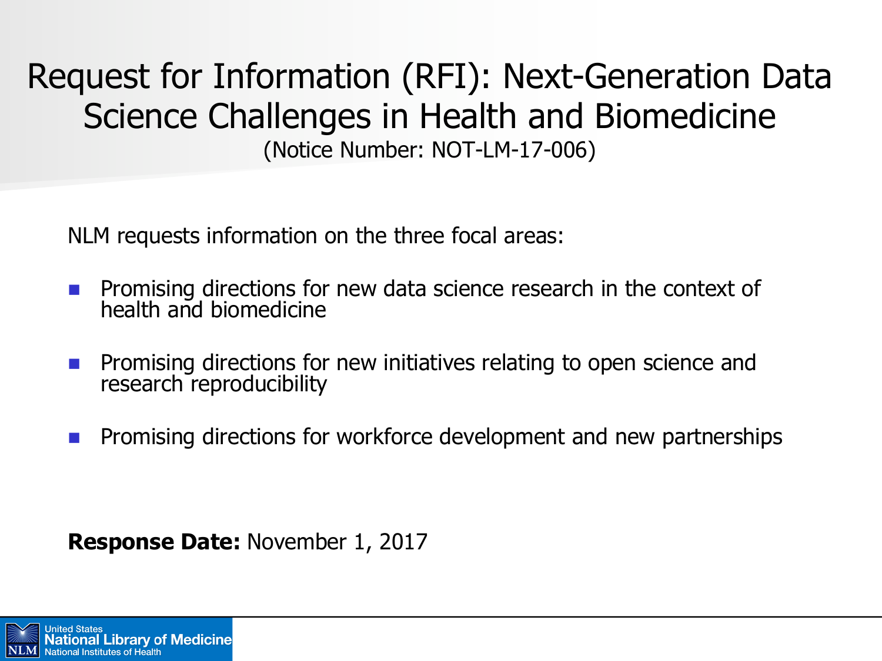# Request for Information (RFI): Next-Generation Data Science Challenges in Health and Biomedicine

(Notice Number: NOT-LM-17-006)

NLM requests information on the three focal areas:

- Promising directions for new data science research in the context of health and biomedicine
- Promising directions for new initiatives relating to open science and research reproducibility
- Promising directions for workforce development and new partnerships

**Response Date:** November 1, 2017